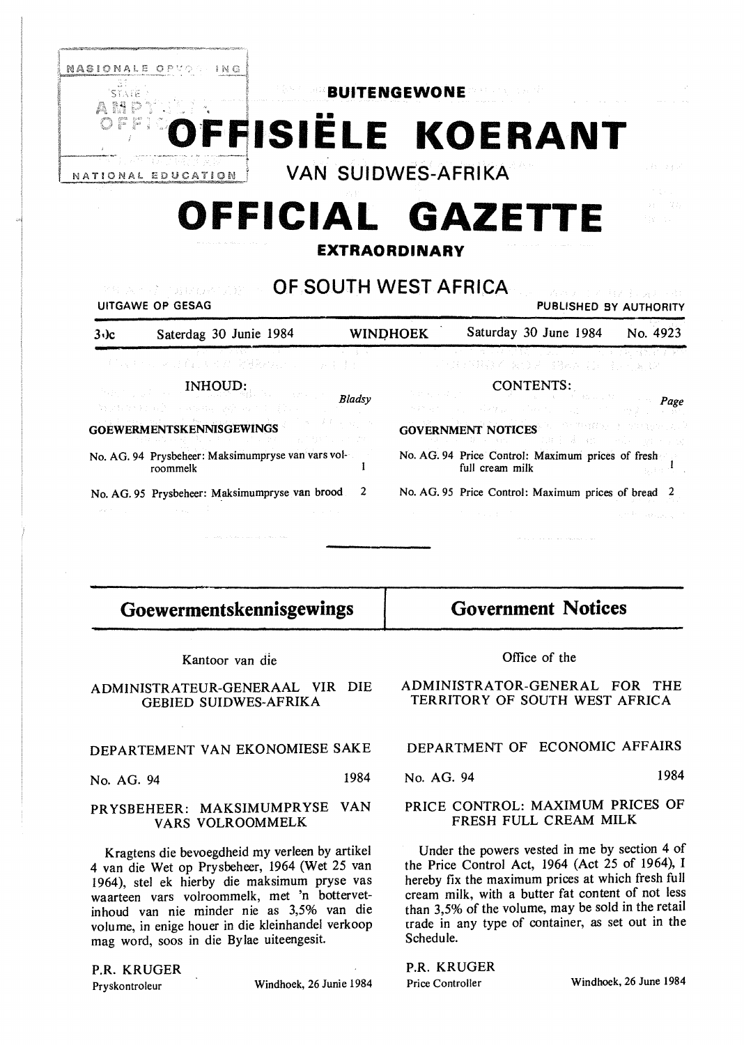# BUITENGEWONE

# OFFISIËLE KOERANT

## VAN SUIDWES-AFRIKA

# OFFICIAL GAZETTE

## EXTRAORDINARY

## OF SOUTH WEST AFRICA

UITGAWE OP GESAG — PUBLISHED BY AUTHORITY

30c | Saterdag 30 Junie 1984 | WINDHOEK | Saturday 30 June 1984 | No. 4923

**INHOUD:**

| | Bladsy |
|---|---|
| **GOEWERMENTSKENNISGEWINGS** | |
| No. AG. 94 Prysbeheer: Maksimumpryse van vars volroommelk | 1 |
| No. AG. 95 Prysbeheer: Maksimumpryse van brood | 2 |

**CONTENTS:**

| | Page |
|---|---|
| **GOVERNMENT NOTICES** | |
| No. AG. 94 Price Control: Maximum prices of fresh full cream milk | 1 |
| No. AG. 95 Price Control: Maximum prices of bread | 2 |

## Goewermentskennisgewings

Kantoor van die

ADMINISTRATEUR-GENERAAL VIR DIE GEBIED SUIDWES-AFRIKA

DEPARTEMENT VAN EKONOMIESE SAKE

No. AG. 94 — 1984

### PRYSBEHEER: MAKSIMUMPRYSE VAN VARS VOLROOMMELK

Kragtens die bevoegdheid my verleen by artikel 4 van die Wet op Prysbeheer, 1964 (Wet 25 van 1964), stel ek hierby die maksimum pryse vas waarteen vars volroommelk, met 'n bottervetinhoud van nie minder nie as 3,5% van die volume, in enige houer in die kleinhandel verkoop mag word, soos in die Bylae uiteengesit.

P.R. KRUGER
Pryskontroleur — Windhoek, 26 Junie 1984

## Government Notices

Office of the

ADMINISTRATOR-GENERAL FOR THE TERRITORY OF SOUTH WEST AFRICA

DEPARTMENT OF ECONOMIC AFFAIRS

No. AG. 94 — 1984

### PRICE CONTROL: MAXIMUM PRICES OF FRESH FULL CREAM MILK

Under the powers vested in me by section 4 of the Price Control Act, 1964 (Act 25 of 1964), I hereby fix the maximum prices at which fresh full cream milk, with a butter fat content of not less than 3,5% of the volume, may be sold in the retail trade in any type of container, as set out in the Schedule.

P.R. KRUGER
Price Controller — Windhoek, 26 June 1984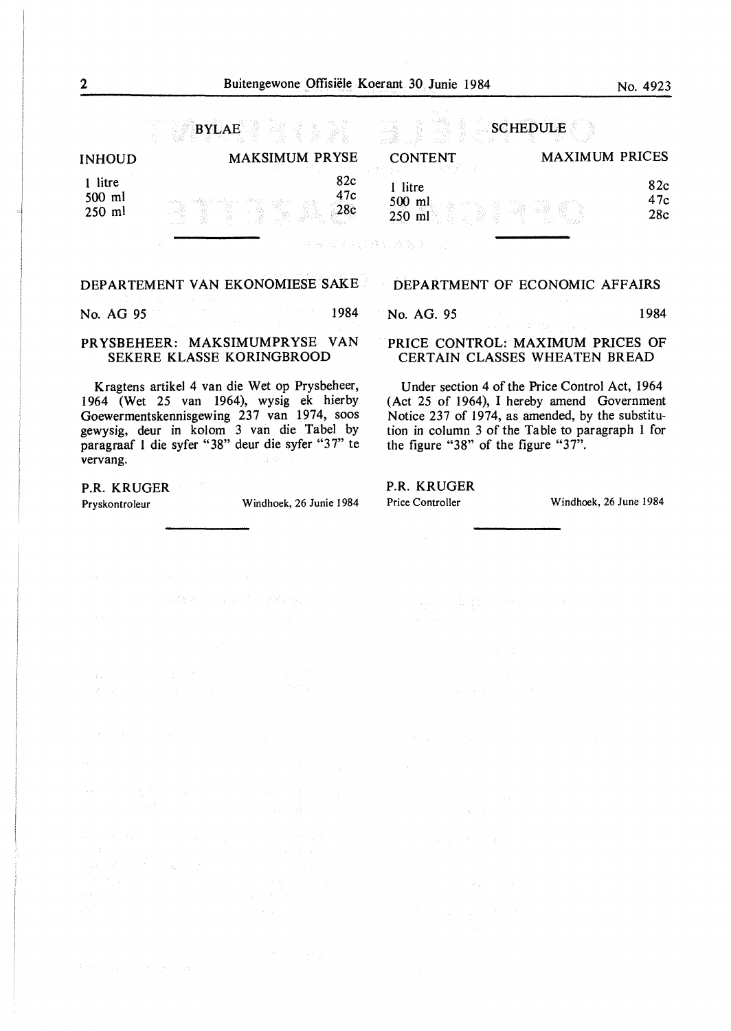## BYLAE

| INHOUD | MAKSIMUM PRYSE |
|---|---|
| 1 litre | 82c |
| 500 ml | 47c |
| 250 ml | 28c |

## SCHEDULE

| CONTENT | MAXIMUM PRICES |
|---|---|
| 1 litre | 82c |
| 500 ml | 47c |
| 250 ml | 28c |

---

## DEPARTEMENT VAN EKONOMIESE SAKE

No. AG 95 1984

### PRYSBEHEER: MAKSIMUMPRYSE VAN SEKERE KLASSE KORINGBROOD

Kragtens artikel 4 van die Wet op Prysbeheer, 1964 (Wet 25 van 1964), wysig ek hierby Goewermentskennisgewing 237 van 1974, soos gewysig, deur in kolom 3 van die Tabel by paragraaf 1 die syfer "38" deur die syfer "37" te vervang.

P.R. KRUGER
Pryskontroleur

Windhoek, 26 Junie 1984

## DEPARTMENT OF ECONOMIC AFFAIRS

No. AG. 95 1984

### PRICE CONTROL: MAXIMUM PRICES OF CERTAIN CLASSES WHEATEN BREAD

Under section 4 of the Price Control Act, 1964 (Act 25 of 1964), I hereby amend Government Notice 237 of 1974, as amended, by the substitution in column 3 of the Table to paragraph 1 for the figure "38" of the figure "37".

P.R. KRUGER
Price Controller

Windhoek, 26 June 1984